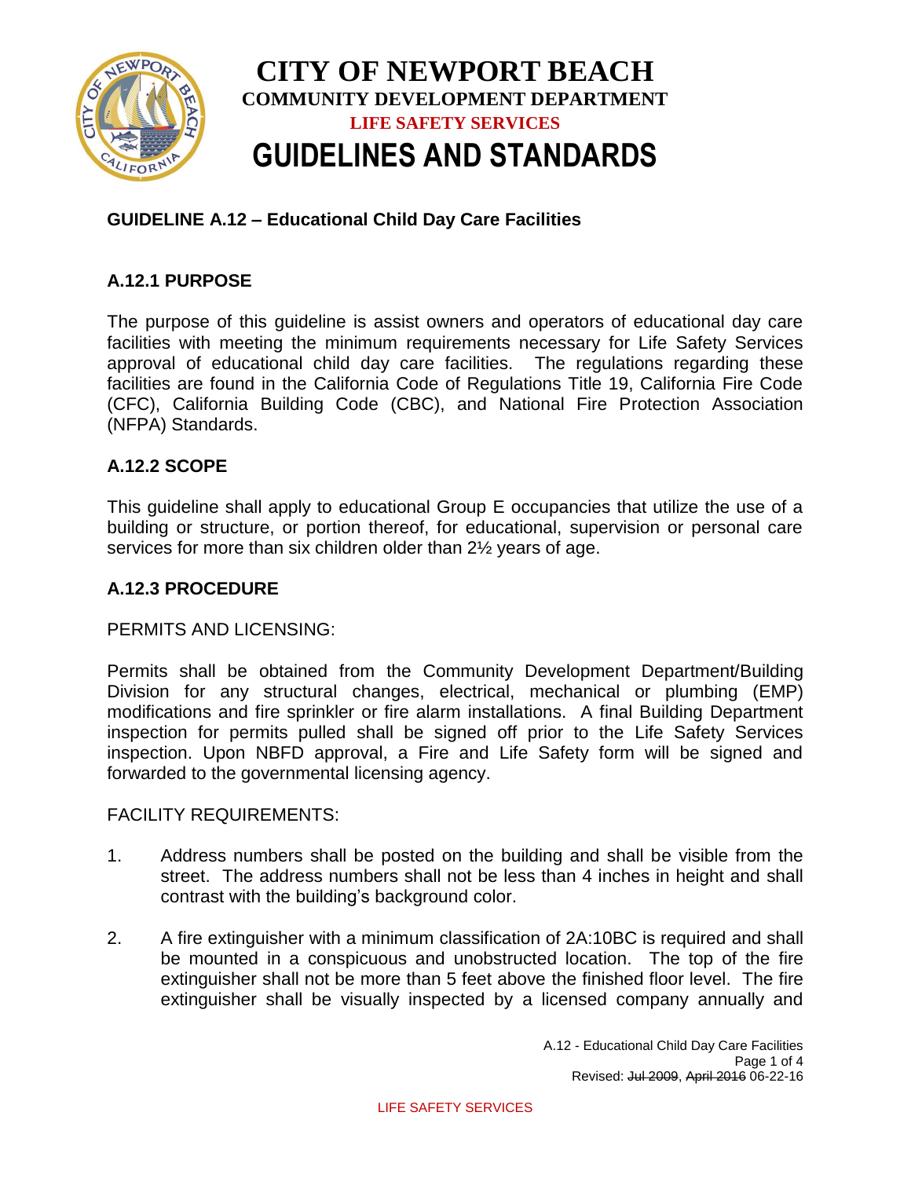# CITY OF NEWPORT BEACH

**COMMUNITY DEVELOPMENT DEPARTMENT**

**LIFE SAFETY SERVICES**

# GUIDELINES AND STANDARDS

## GUIDELINE A.12 – Educational Child Day Care Facilities

### A.12.1 PURPOSE

The purpose of this guideline is assist owners and operators of educational day care facilities with meeting the minimum requirements necessary for Life Safety Services approval of educational child day care facilities. The regulations regarding these facilities are found in the California Code of Regulations Title 19, California Fire Code (CFC), California Building Code (CBC), and National Fire Protection Association (NFPA) Standards.

### A.12.2 SCOPE

This guideline shall apply to educational Group E occupancies that utilize the use of a building or structure, or portion thereof, for educational, supervision or personal care services for more than six children older than 2½ years of age.

### A.12.3 PROCEDURE

PERMITS AND LICENSING:

Permits shall be obtained from the Community Development Department/Building Division for any structural changes, electrical, mechanical or plumbing (EMP) modifications and fire sprinkler or fire alarm installations. A final Building Department inspection for permits pulled shall be signed off prior to the Life Safety Services inspection. Upon NBFD approval, a Fire and Life Safety form will be signed and forwarded to the governmental licensing agency.

FACILITY REQUIREMENTS:

1. Address numbers shall be posted on the building and shall be visible from the street. The address numbers shall not be less than 4 inches in height and shall contrast with the building's background color.

2. A fire extinguisher with a minimum classification of 2A:10BC is required and shall be mounted in a conspicuous and unobstructed location. The top of the fire extinguisher shall not be more than 5 feet above the finished floor level. The fire extinguisher shall be visually inspected by a licensed company annually and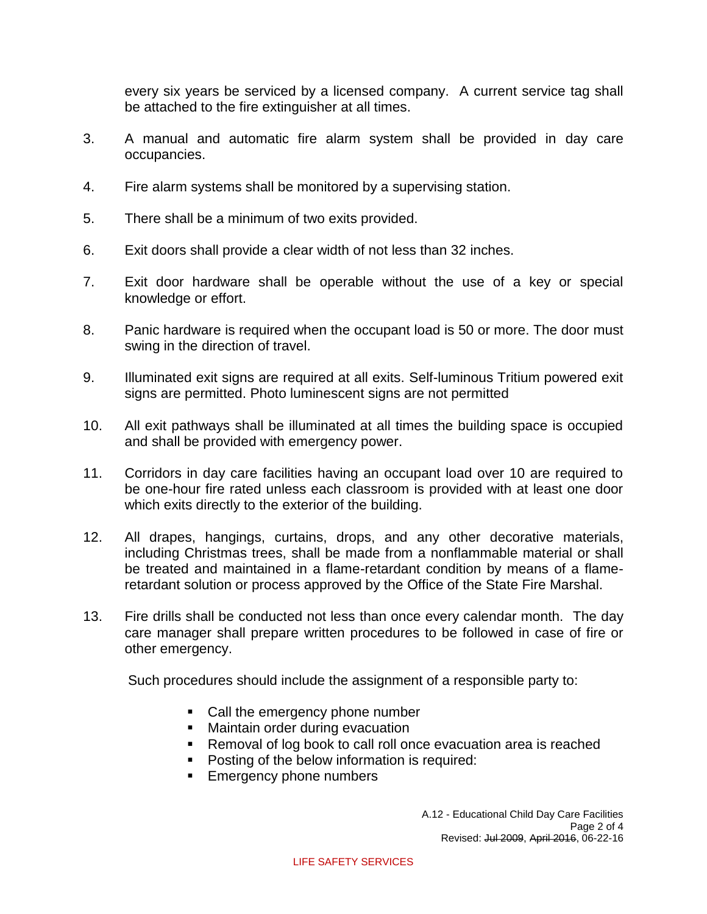every six years be serviced by a licensed company. A current service tag shall be attached to the fire extinguisher at all times.

3. A manual and automatic fire alarm system shall be provided in day care occupancies.

4. Fire alarm systems shall be monitored by a supervising station.

5. There shall be a minimum of two exits provided.

6. Exit doors shall provide a clear width of not less than 32 inches.

7. Exit door hardware shall be operable without the use of a key or special knowledge or effort.

8. Panic hardware is required when the occupant load is 50 or more. The door must swing in the direction of travel.

9. Illuminated exit signs are required at all exits. Self-luminous Tritium powered exit signs are permitted. Photo luminescent signs are not permitted

10. All exit pathways shall be illuminated at all times the building space is occupied and shall be provided with emergency power.

11. Corridors in day care facilities having an occupant load over 10 are required to be one-hour fire rated unless each classroom is provided with at least one door which exits directly to the exterior of the building.

12. All drapes, hangings, curtains, drops, and any other decorative materials, including Christmas trees, shall be made from a nonflammable material or shall be treated and maintained in a flame-retardant condition by means of a flame-retardant solution or process approved by the Office of the State Fire Marshal.

13. Fire drills shall be conducted not less than once every calendar month. The day care manager shall prepare written procedures to be followed in case of fire or other emergency.

    Such procedures should include the assignment of a responsible party to:

    - Call the emergency phone number
    - Maintain order during evacuation
    - Removal of log book to call roll once evacuation area is reached
    - Posting of the below information is required:
    - Emergency phone numbers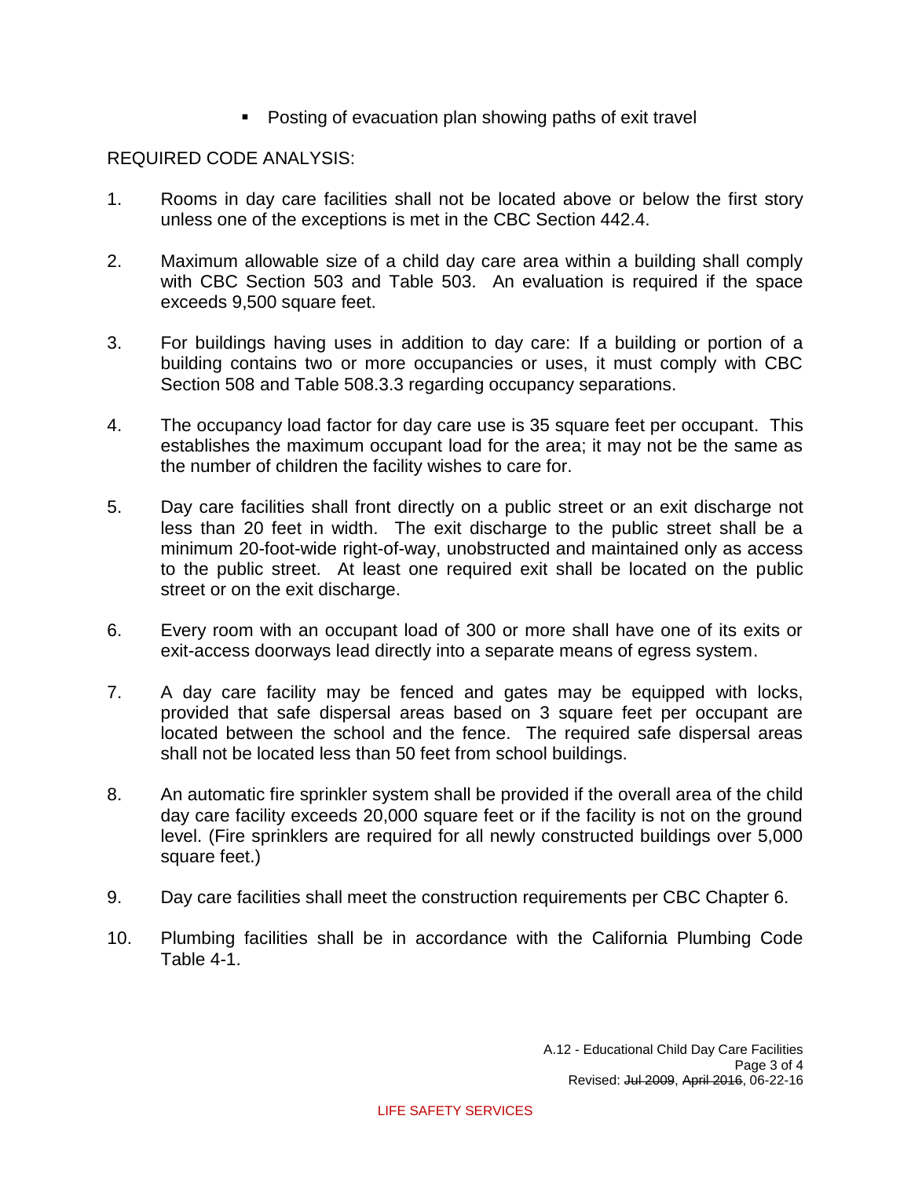- Posting of evacuation plan showing paths of exit travel

REQUIRED CODE ANALYSIS:

1. Rooms in day care facilities shall not be located above or below the first story unless one of the exceptions is met in the CBC Section 442.4.

2. Maximum allowable size of a child day care area within a building shall comply with CBC Section 503 and Table 503. An evaluation is required if the space exceeds 9,500 square feet.

3. For buildings having uses in addition to day care: If a building or portion of a building contains two or more occupancies or uses, it must comply with CBC Section 508 and Table 508.3.3 regarding occupancy separations.

4. The occupancy load factor for day care use is 35 square feet per occupant. This establishes the maximum occupant load for the area; it may not be the same as the number of children the facility wishes to care for.

5. Day care facilities shall front directly on a public street or an exit discharge not less than 20 feet in width. The exit discharge to the public street shall be a minimum 20-foot-wide right-of-way, unobstructed and maintained only as access to the public street. At least one required exit shall be located on the public street or on the exit discharge.

6. Every room with an occupant load of 300 or more shall have one of its exits or exit-access doorways lead directly into a separate means of egress system.

7. A day care facility may be fenced and gates may be equipped with locks, provided that safe dispersal areas based on 3 square feet per occupant are located between the school and the fence. The required safe dispersal areas shall not be located less than 50 feet from school buildings.

8. An automatic fire sprinkler system shall be provided if the overall area of the child day care facility exceeds 20,000 square feet or if the facility is not on the ground level. (Fire sprinklers are required for all newly constructed buildings over 5,000 square feet.)

9. Day care facilities shall meet the construction requirements per CBC Chapter 6.

10. Plumbing facilities shall be in accordance with the California Plumbing Code Table 4-1.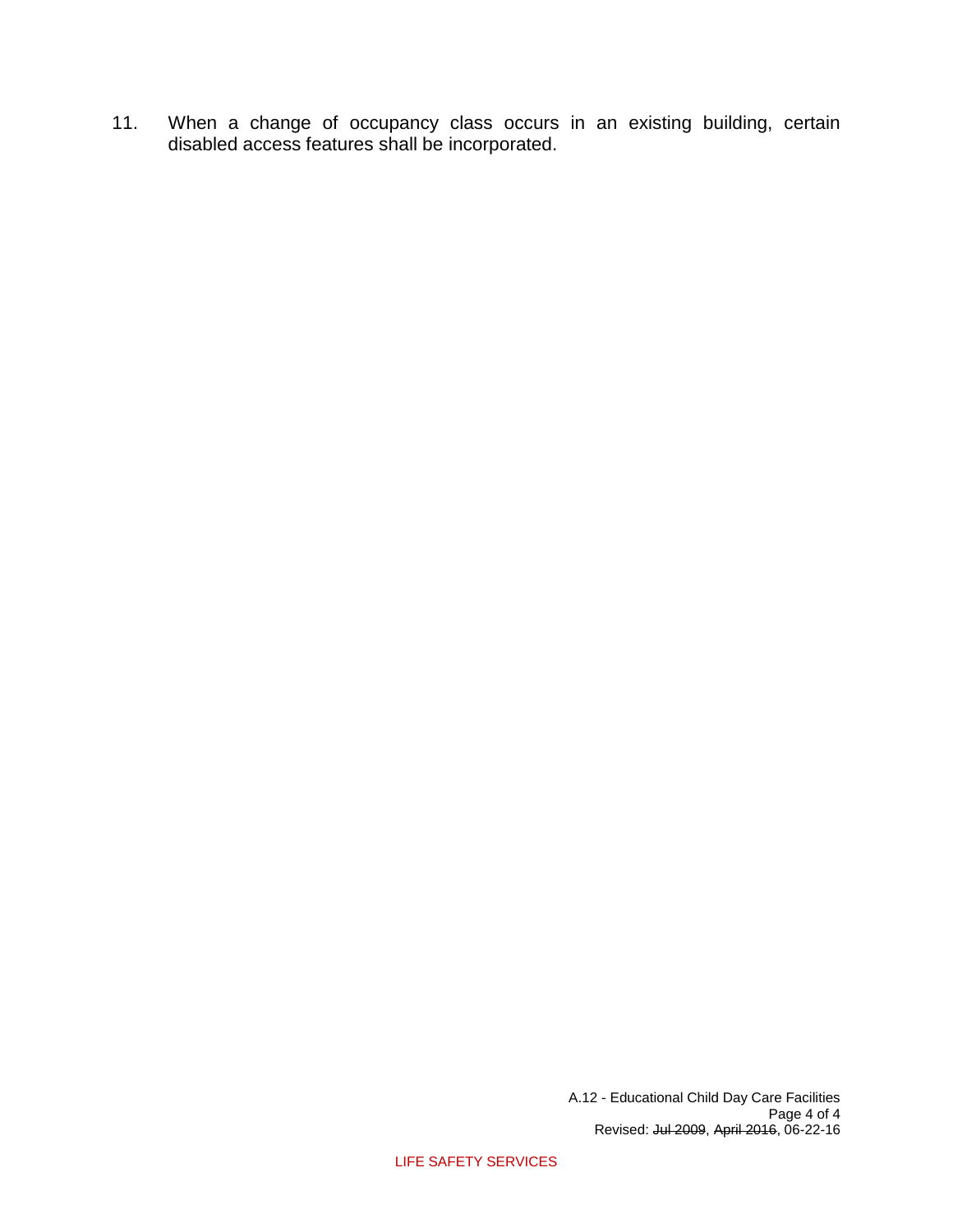11. When a change of occupancy class occurs in an existing building, certain disabled access features shall be incorporated.